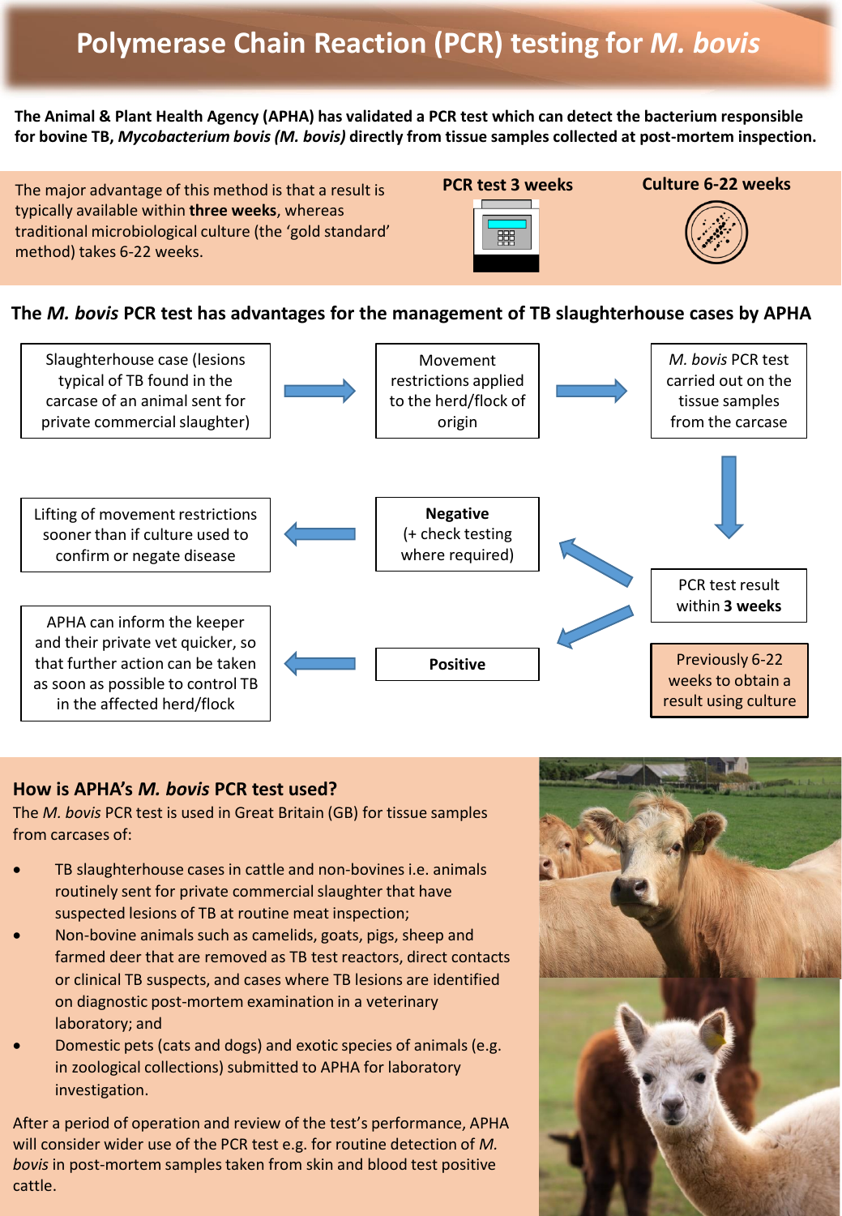# Polymerase Chain Reaction (PCR) testing for *M. bovis*

**The Animal & Plant Health Agency (APHA) has validated a PCR test which can detect the bacterium responsible for bovine TB, *Mycobacterium bovis (M. bovis)* directly from tissue samples collected at post-mortem inspection.**

The major advantage of this method is that a result is typically available within **three weeks**, whereas traditional microbiological culture (the 'gold standard' method) takes 6-22 weeks.

**PCR test 3 weeks**

**Culture 6-22 weeks**

## The *M. bovis* PCR test has advantages for the management of TB slaughterhouse cases by APHA

Slaughterhouse case (lesions typical of TB found in the carcase of an animal sent for private commercial slaughter) → Movement restrictions applied to the herd/flock of origin → *M. bovis* PCR test carried out on the tissue samples from the carcase → PCR test result within **3 weeks**

Previously 6-22 weeks to obtain a result using culture

- **Negative** (+ check testing where required) → Lifting of movement restrictions sooner than if culture used to confirm or negate disease
- **Positive** → APHA can inform the keeper and their private vet quicker, so that further action can be taken as soon as possible to control TB in the affected herd/flock

## How is APHA's *M. bovis* PCR test used?

The *M. bovis* PCR test is used in Great Britain (GB) for tissue samples from carcases of:

- TB slaughterhouse cases in cattle and non-bovines i.e. animals routinely sent for private commercial slaughter that have suspected lesions of TB at routine meat inspection;
- Non-bovine animals such as camelids, goats, pigs, sheep and farmed deer that are removed as TB test reactors, direct contacts or clinical TB suspects, and cases where TB lesions are identified on diagnostic post-mortem examination in a veterinary laboratory; and
- Domestic pets (cats and dogs) and exotic species of animals (e.g. in zoological collections) submitted to APHA for laboratory investigation.

After a period of operation and review of the test's performance, APHA will consider wider use of the PCR test e.g. for routine detection of *M. bovis* in post-mortem samples taken from skin and blood test positive cattle.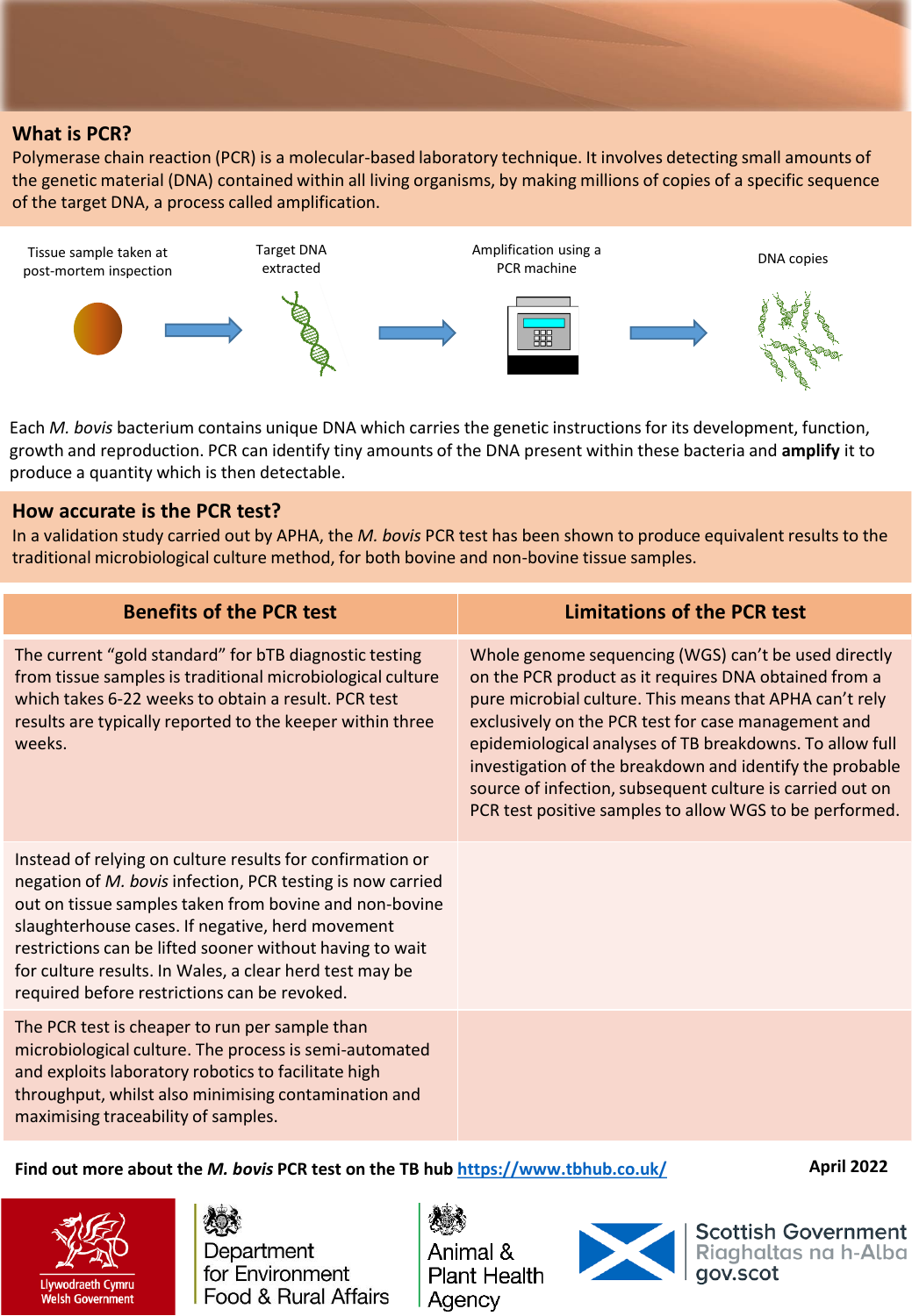## What is PCR?

Polymerase chain reaction (PCR) is a molecular-based laboratory technique. It involves detecting small amounts of the genetic material (DNA) contained within all living organisms, by making millions of copies of a specific sequence of the target DNA, a process called amplification.

Tissue sample taken at post-mortem inspection

Target DNA extracted

Amplification using a PCR machine

DNA copies

Each *M. bovis* bacterium contains unique DNA which carries the genetic instructions for its development, function, growth and reproduction. PCR can identify tiny amounts of the DNA present within these bacteria and **amplify** it to produce a quantity which is then detectable.

## How accurate is the PCR test?

In a validation study carried out by APHA, the *M. bovis* PCR test has been shown to produce equivalent results to the traditional microbiological culture method, for both bovine and non-bovine tissue samples.

| Benefits of the PCR test | Limitations of the PCR test |
| --- | --- |
| The current "gold standard" for bTB diagnostic testing from tissue samples is traditional microbiological culture which takes 6-22 weeks to obtain a result. PCR test results are typically reported to the keeper within three weeks. | Whole genome sequencing (WGS) can't be used directly on the PCR product as it requires DNA obtained from a pure microbial culture. This means that APHA can't rely exclusively on the PCR test for case management and epidemiological analyses of TB breakdowns. To allow full investigation of the breakdown and identify the probable source of infection, subsequent culture is carried out on PCR test positive samples to allow WGS to be performed. |
| Instead of relying on culture results for confirmation or negation of *M. bovis* infection, PCR testing is now carried out on tissue samples taken from bovine and non-bovine slaughterhouse cases. If negative, herd movement restrictions can be lifted sooner without having to wait for culture results. In Wales, a clear herd test may be required before restrictions can be revoked. | |
| The PCR test is cheaper to run per sample than microbiological culture. The process is semi-automated and exploits laboratory robotics to facilitate high throughput, whilst also minimising contamination and maximising traceability of samples. | |

**Find out more about the *M. bovis* PCR test on the TB hub** https://www.tbhub.co.uk/

**April 2022**

Llywodraeth Cymru Welsh Government

Department for Environment Food & Rural Affairs

Animal & Plant Health Agency

Scottish Government Riaghaltas na h-Alba gov.scot